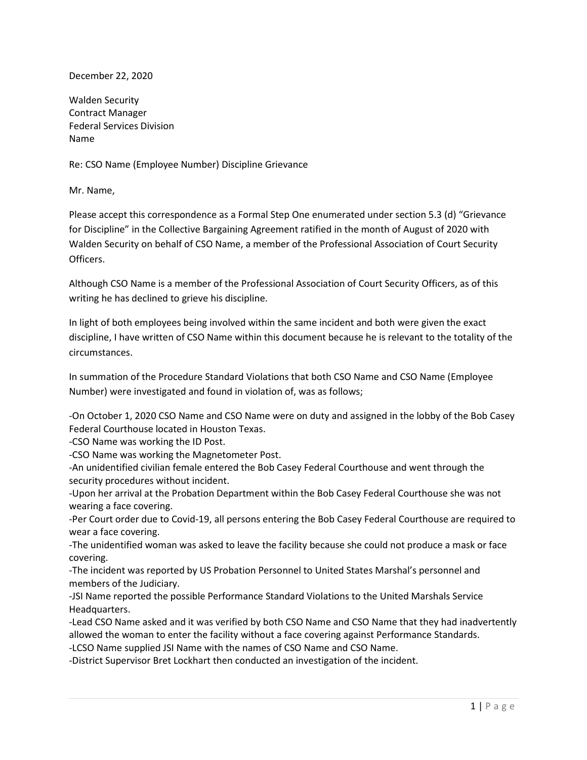December 22, 2020

Walden Security
Contract Manager
Federal Services Division
Name

Re: CSO Name (Employee Number) Discipline Grievance

Mr. Name,

Please accept this correspondence as a Formal Step One enumerated under section 5.3 (d) "Grievance for Discipline" in the Collective Bargaining Agreement ratified in the month of August of 2020 with Walden Security on behalf of CSO Name, a member of the Professional Association of Court Security Officers.

Although CSO Name is a member of the Professional Association of Court Security Officers, as of this writing he has declined to grieve his discipline.

In light of both employees being involved within the same incident and both were given the exact discipline, I have written of CSO Name within this document because he is relevant to the totality of the circumstances.

In summation of the Procedure Standard Violations that both CSO Name and CSO Name (Employee Number) were investigated and found in violation of, was as follows;

-On October 1, 2020 CSO Name and CSO Name were on duty and assigned in the lobby of the Bob Casey Federal Courthouse located in Houston Texas.
-CSO Name was working the ID Post.
-CSO Name was working the Magnetometer Post.
-An unidentified civilian female entered the Bob Casey Federal Courthouse and went through the security procedures without incident.
-Upon her arrival at the Probation Department within the Bob Casey Federal Courthouse she was not wearing a face covering.
-Per Court order due to Covid-19, all persons entering the Bob Casey Federal Courthouse are required to wear a face covering.
-The unidentified woman was asked to leave the facility because she could not produce a mask or face covering.
-The incident was reported by US Probation Personnel to United States Marshal's personnel and members of the Judiciary.
-JSI Name reported the possible Performance Standard Violations to the United Marshals Service Headquarters.
-Lead CSO Name asked and it was verified by both CSO Name and CSO Name that they had inadvertently allowed the woman to enter the facility without a face covering against Performance Standards.
-LCSO Name supplied JSI Name with the names of CSO Name and CSO Name.
-District Supervisor Bret Lockhart then conducted an investigation of the incident.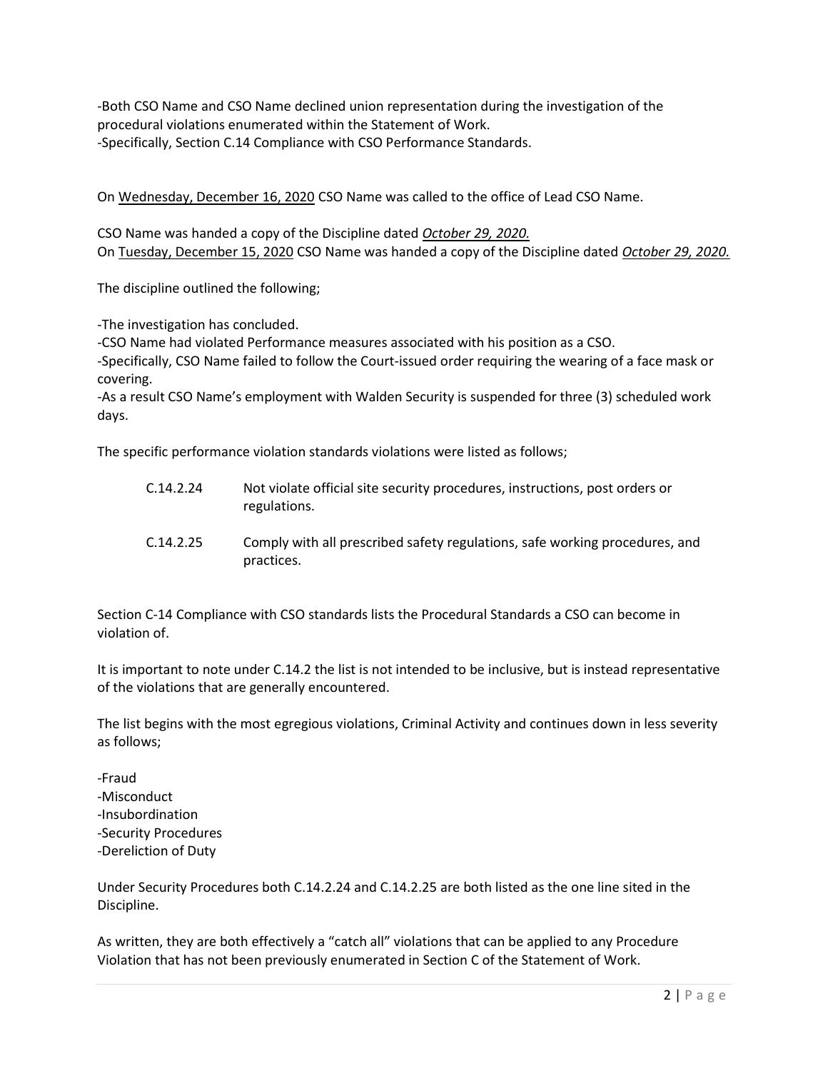-Both CSO Name and CSO Name declined union representation during the investigation of the procedural violations enumerated within the Statement of Work.
-Specifically, Section C.14 Compliance with CSO Performance Standards.

On <u>Wednesday, December 16, 2020</u> CSO Name was called to the office of Lead CSO Name.

CSO Name was handed a copy of the Discipline dated <u>*October 29, 2020.*</u>
On <u>Tuesday, December 15, 2020</u> CSO Name was handed a copy of the Discipline dated <u>*October 29, 2020.*</u>

The discipline outlined the following;

-The investigation has concluded.
-CSO Name had violated Performance measures associated with his position as a CSO.
-Specifically, CSO Name failed to follow the Court-issued order requiring the wearing of a face mask or covering.
-As a result CSO Name's employment with Walden Security is suspended for three (3) scheduled work days.

The specific performance violation standards violations were listed as follows;

| | |
|---|---|
| C.14.2.24 | Not violate official site security procedures, instructions, post orders or regulations. |
| C.14.2.25 | Comply with all prescribed safety regulations, safe working procedures, and practices. |

Section C-14 Compliance with CSO standards lists the Procedural Standards a CSO can become in violation of.

It is important to note under C.14.2 the list is not intended to be inclusive, but is instead representative of the violations that are generally encountered.

The list begins with the most egregious violations, Criminal Activity and continues down in less severity as follows;

-Fraud
-Misconduct
-Insubordination
-Security Procedures
-Dereliction of Duty

Under Security Procedures both C.14.2.24 and C.14.2.25 are both listed as the one line sited in the Discipline.

As written, they are both effectively a "catch all" violations that can be applied to any Procedure Violation that has not been previously enumerated in Section C of the Statement of Work.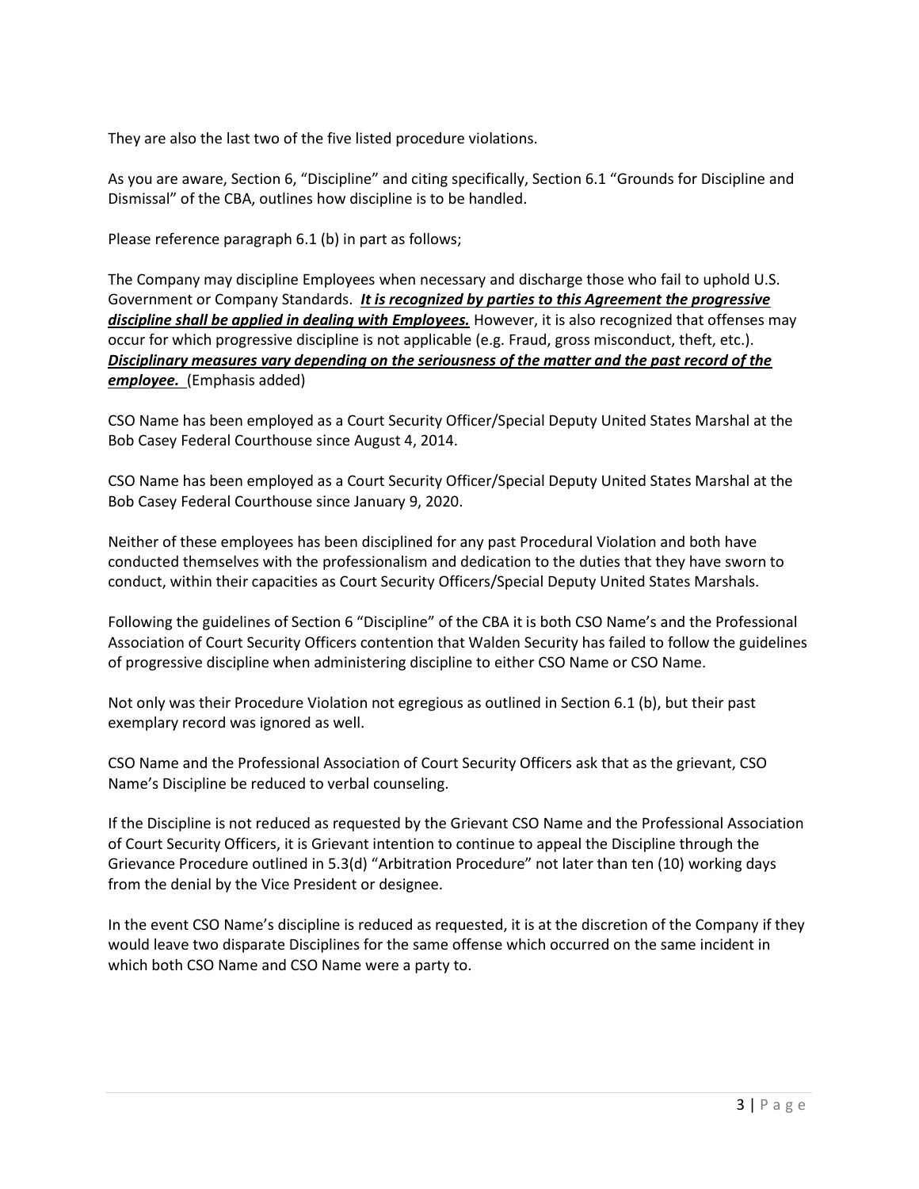They are also the last two of the five listed procedure violations.

As you are aware, Section 6, "Discipline" and citing specifically, Section 6.1 "Grounds for Discipline and Dismissal" of the CBA, outlines how discipline is to be handled.

Please reference paragraph 6.1 (b) in part as follows;

The Company may discipline Employees when necessary and discharge those who fail to uphold U.S. Government or Company Standards. ***It is recognized by parties to this Agreement the progressive discipline shall be applied in dealing with Employees.*** However, it is also recognized that offenses may occur for which progressive discipline is not applicable (e.g. Fraud, gross misconduct, theft, etc.). ***Disciplinary measures vary depending on the seriousness of the matter and the past record of the employee.*** (Emphasis added)

CSO Name has been employed as a Court Security Officer/Special Deputy United States Marshal at the Bob Casey Federal Courthouse since August 4, 2014.

CSO Name has been employed as a Court Security Officer/Special Deputy United States Marshal at the Bob Casey Federal Courthouse since January 9, 2020.

Neither of these employees has been disciplined for any past Procedural Violation and both have conducted themselves with the professionalism and dedication to the duties that they have sworn to conduct, within their capacities as Court Security Officers/Special Deputy United States Marshals.

Following the guidelines of Section 6 "Discipline" of the CBA it is both CSO Name's and the Professional Association of Court Security Officers contention that Walden Security has failed to follow the guidelines of progressive discipline when administering discipline to either CSO Name or CSO Name.

Not only was their Procedure Violation not egregious as outlined in Section 6.1 (b), but their past exemplary record was ignored as well.

CSO Name and the Professional Association of Court Security Officers ask that as the grievant, CSO Name's Discipline be reduced to verbal counseling.

If the Discipline is not reduced as requested by the Grievant CSO Name and the Professional Association of Court Security Officers, it is Grievant intention to continue to appeal the Discipline through the Grievance Procedure outlined in 5.3(d) "Arbitration Procedure" not later than ten (10) working days from the denial by the Vice President or designee.

In the event CSO Name's discipline is reduced as requested, it is at the discretion of the Company if they would leave two disparate Disciplines for the same offense which occurred on the same incident in which both CSO Name and CSO Name were a party to.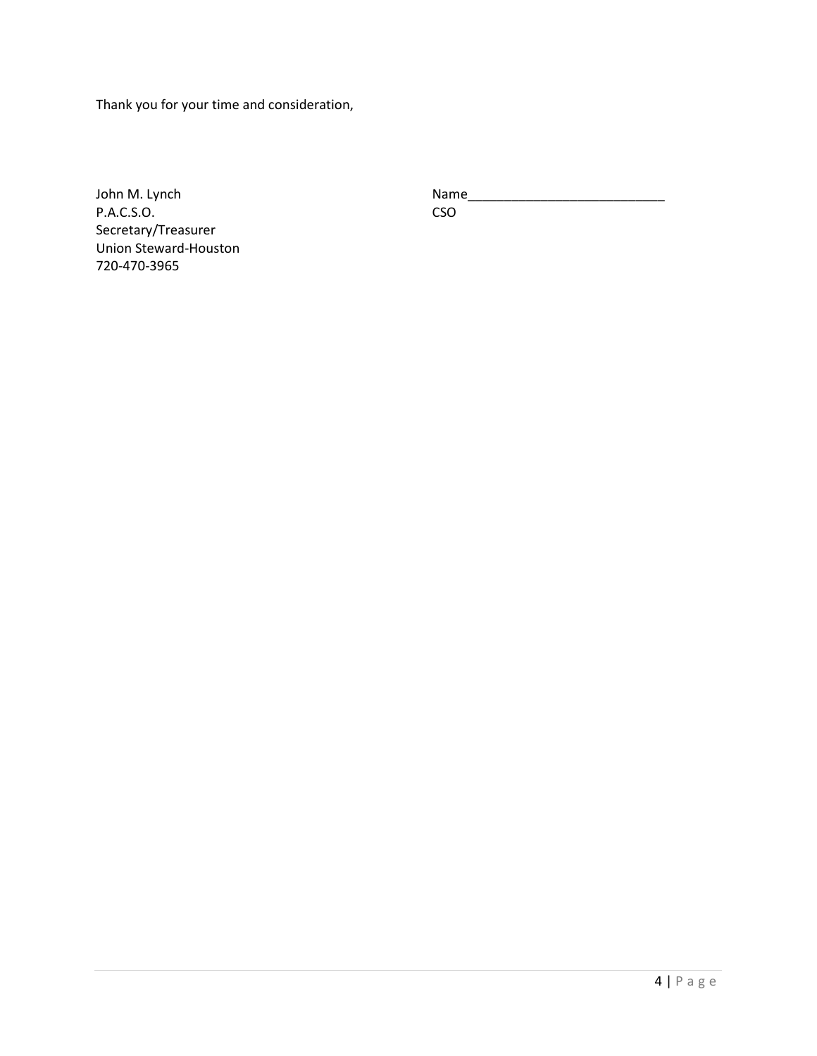Thank you for your time and consideration,

John M. Lynch
P.A.C.S.O.
Secretary/Treasurer
Union Steward-Houston
720-470-3965

Name___________________________
CSO